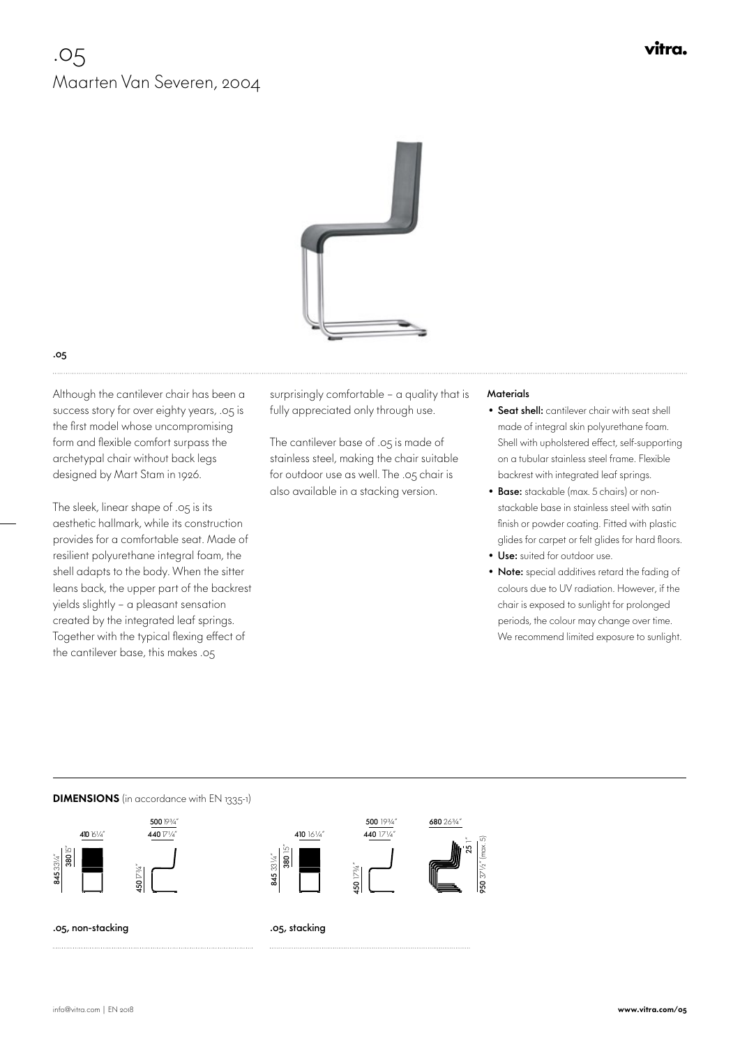# .05

## Maarten Van Severen, 2004

vitra.

**.05**

Although the cantilever chair has been a success story for over eighty years, .05 is the first model whose uncompromising form and flexible comfort surpass the archetypal chair without back legs designed by Mart Stam in 1926.

The sleek, linear shape of .05 is its aesthetic hallmark, while its construction provides for a comfortable seat. Made of resilient polyurethane integral foam, the shell adapts to the body. When the sitter leans back, the upper part of the backrest yields slightly – a pleasant sensation created by the integrated leaf springs. Together with the typical flexing effect of the cantilever base, this makes .05 surprisingly comfortable – a quality that is fully appreciated only through use.

The cantilever base of .05 is made of stainless steel, making the chair suitable for outdoor use as well. The .05 chair is also available in a stacking version.

**Materials**

- **Seat shell:** cantilever chair with seat shell made of integral skin polyurethane foam. Shell with upholstered effect, self-supporting on a tubular stainless steel frame. Flexible backrest with integrated leaf springs.
- **Base:** stackable (max. 5 chairs) or non-stackable base in stainless steel with satin finish or powder coating. Fitted with plastic glides for carpet or felt glides for hard floors.
- **Use:** suited for outdoor use.
- **Note:** special additives retard the fading of colours due to UV radiation. However, if the chair is exposed to sunlight for prolonged periods, the colour may change over time. We recommend limited exposure to sunlight.

**DIMENSIONS** (in accordance with EN 1335-1)

**.05, non-stacking**

410 16¼″ · 845 33¼″ · 380 15″ · 500 19¾″ · 440 17¼″ · 450 17¾″

**.05, stacking**

410 16¼″ · 845 33¼″ · 380 15″ · 500 19¾″ · 440 17¼″ · 450 17¾″ · 680 26¾″ · 25 1″ · 950 37½″ (max. 5)

info@vitra.com | EN 2018

www.vitra.com/05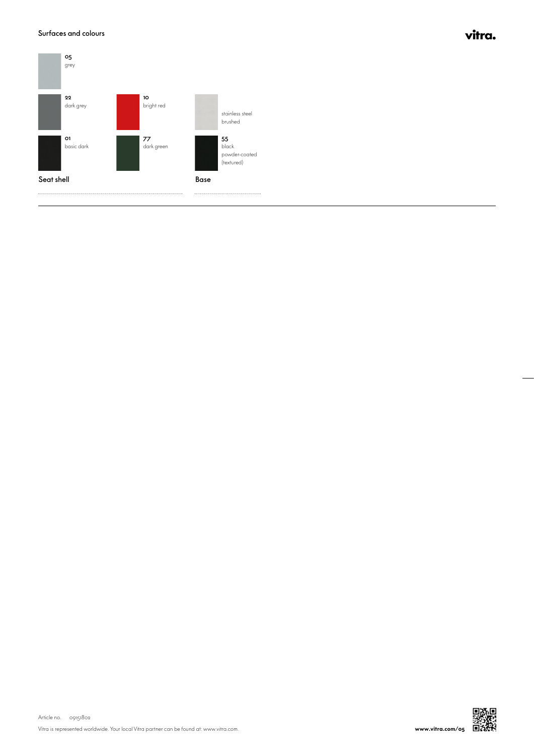## Surfaces and colours

### Seat shell

05
grey

22
dark grey

01
basic dark

10
bright red

77
dark green

### Base

stainless steel
brushed

55
black
powder-coated
(textured)

Article no. 09151802

Vitra is represented worldwide. Your local Vitra partner can be found at: www.vitra.com.

**www.vitra.com/05**